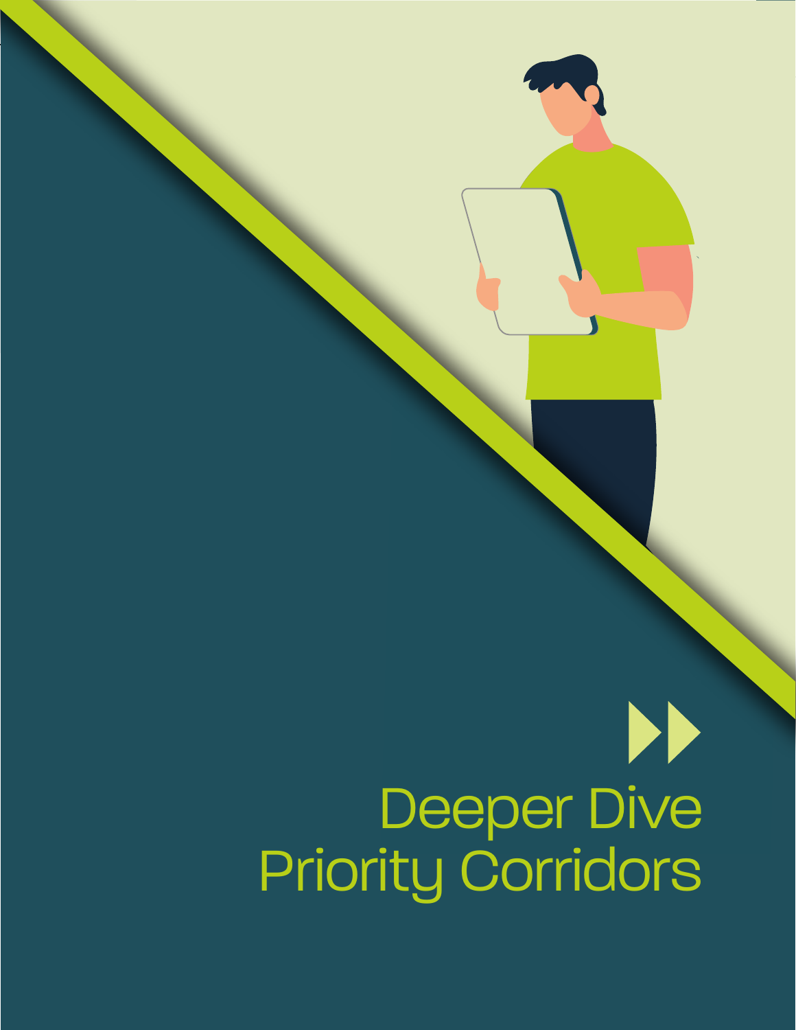# Deeper Dive Priority Corridors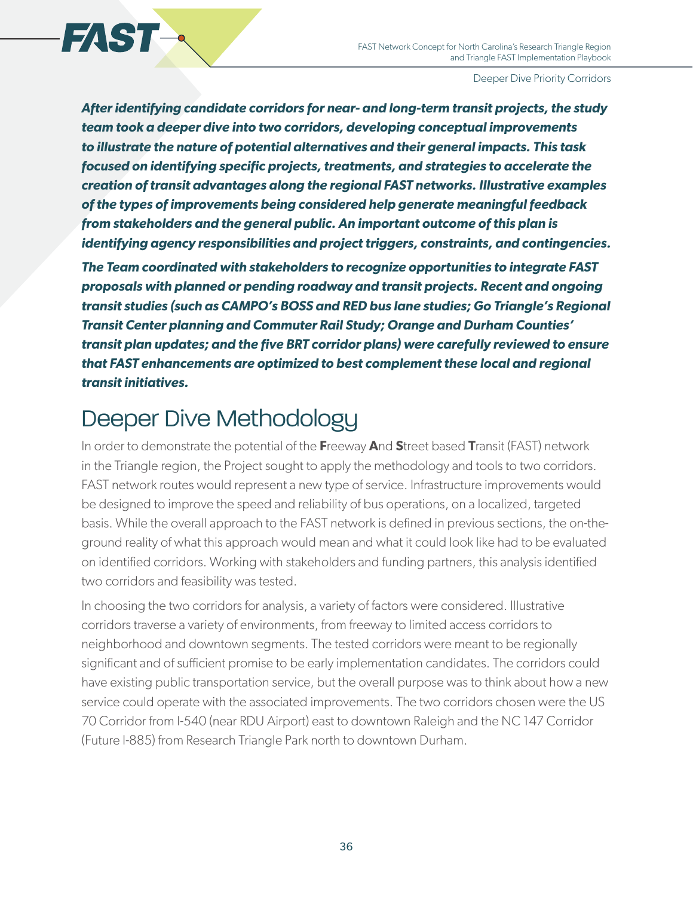***After identifying candidate corridors for near- and long-term transit projects, the study team took a deeper dive into two corridors, developing conceptual improvements to illustrate the nature of potential alternatives and their general impacts. This task focused on identifying specific projects, treatments, and strategies to accelerate the creation of transit advantages along the regional FAST networks. Illustrative examples of the types of improvements being considered help generate meaningful feedback from stakeholders and the general public. An important outcome of this plan is identifying agency responsibilities and project triggers, constraints, and contingencies.***

***The Team coordinated with stakeholders to recognize opportunities to integrate FAST proposals with planned or pending roadway and transit projects. Recent and ongoing transit studies (such as CAMPO's BOSS and RED bus lane studies; Go Triangle's Regional Transit Center planning and Commuter Rail Study; Orange and Durham Counties' transit plan updates; and the five BRT corridor plans) were carefully reviewed to ensure that FAST enhancements are optimized to best complement these local and regional transit initiatives.***

# Deeper Dive Methodology

In order to demonstrate the potential of the **F**reeway **A**nd **S**treet based **T**ransit (FAST) network in the Triangle region, the Project sought to apply the methodology and tools to two corridors. FAST network routes would represent a new type of service. Infrastructure improvements would be designed to improve the speed and reliability of bus operations, on a localized, targeted basis. While the overall approach to the FAST network is defined in previous sections, the on-the-ground reality of what this approach would mean and what it could look like had to be evaluated on identified corridors. Working with stakeholders and funding partners, this analysis identified two corridors and feasibility was tested.

In choosing the two corridors for analysis, a variety of factors were considered. Illustrative corridors traverse a variety of environments, from freeway to limited access corridors to neighborhood and downtown segments. The tested corridors were meant to be regionally significant and of sufficient promise to be early implementation candidates. The corridors could have existing public transportation service, but the overall purpose was to think about how a new service could operate with the associated improvements. The two corridors chosen were the US 70 Corridor from I-540 (near RDU Airport) east to downtown Raleigh and the NC 147 Corridor (Future I-885) from Research Triangle Park north to downtown Durham.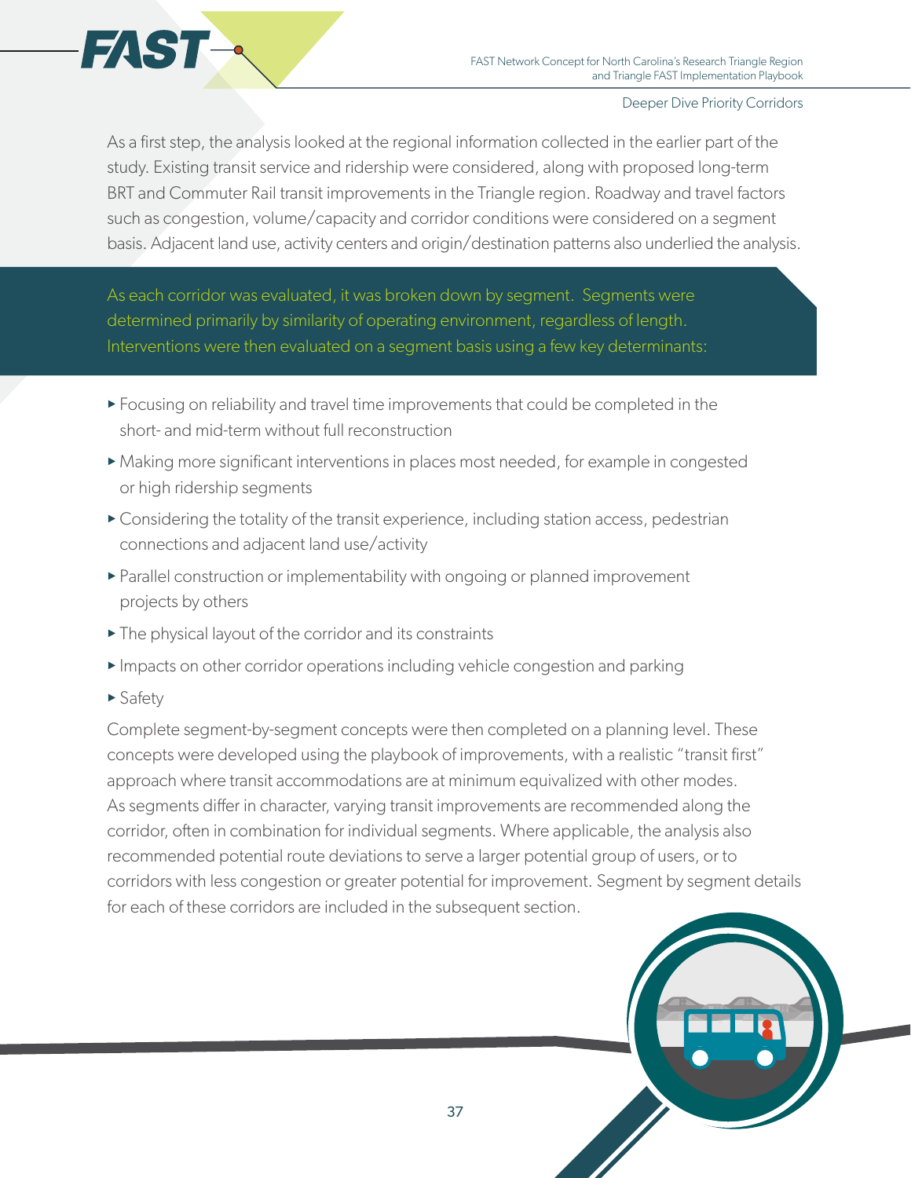As a first step, the analysis looked at the regional information collected in the earlier part of the study. Existing transit service and ridership were considered, along with proposed long-term BRT and Commuter Rail transit improvements in the Triangle region. Roadway and travel factors such as congestion, volume/capacity and corridor conditions were considered on a segment basis. Adjacent land use, activity centers and origin/destination patterns also underlied the analysis.

As each corridor was evaluated, it was broken down by segment. Segments were determined primarily by similarity of operating environment, regardless of length. Interventions were then evaluated on a segment basis using a few key determinants:

- Focusing on reliability and travel time improvements that could be completed in the short- and mid-term without full reconstruction
- Making more significant interventions in places most needed, for example in congested or high ridership segments
- Considering the totality of the transit experience, including station access, pedestrian connections and adjacent land use/activity
- Parallel construction or implementability with ongoing or planned improvement projects by others
- The physical layout of the corridor and its constraints
- Impacts on other corridor operations including vehicle congestion and parking
- Safety

Complete segment-by-segment concepts were then completed on a planning level. These concepts were developed using the playbook of improvements, with a realistic "transit first" approach where transit accommodations are at minimum equivalized with other modes. As segments differ in character, varying transit improvements are recommended along the corridor, often in combination for individual segments. Where applicable, the analysis also recommended potential route deviations to serve a larger potential group of users, or to corridors with less congestion or greater potential for improvement. Segment by segment details for each of these corridors are included in the subsequent section.